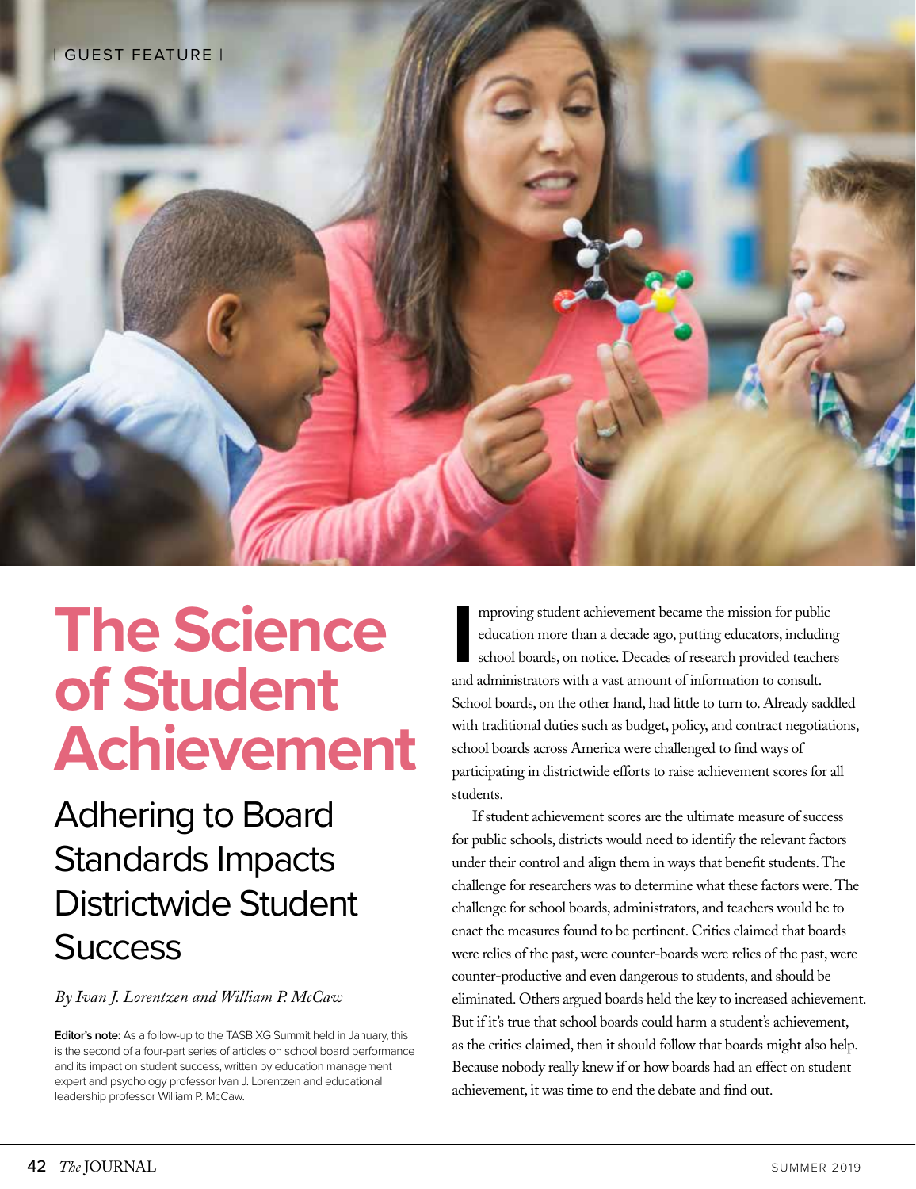GUEST FEATURE

# The Science of Student Achievement

## Adhering to Board Standards Impacts Districtwide Student Success

*By Ivan J. Lorentzen and William P. McCaw*

**Editor's note:** As a follow-up to the TASB XG Summit held in January, this is the second of a four-part series of articles on school board performance and its impact on student success, written by education management expert and psychology professor Ivan J. Lorentzen and educational leadership professor William P. McCaw.

Improving student achievement became the mission for public education more than a decade ago, putting educators, including school boards, on notice. Decades of research provided teachers and administrators with a vast amount of information to consult. School boards, on the other hand, had little to turn to. Already saddled with traditional duties such as budget, policy, and contract negotiations, school boards across America were challenged to find ways of participating in districtwide efforts to raise achievement scores for all students.

If student achievement scores are the ultimate measure of success for public schools, districts would need to identify the relevant factors under their control and align them in ways that benefit students. The challenge for researchers was to determine what these factors were. The challenge for school boards, administrators, and teachers would be to enact the measures found to be pertinent. Critics claimed that boards were relics of the past, were counter-boards were relics of the past, were counter-productive and even dangerous to students, and should be eliminated. Others argued boards held the key to increased achievement. But if it's true that school boards could harm a student's achievement, as the critics claimed, then it should follow that boards might also help. Because nobody really knew if or how boards had an effect on student achievement, it was time to end the debate and find out.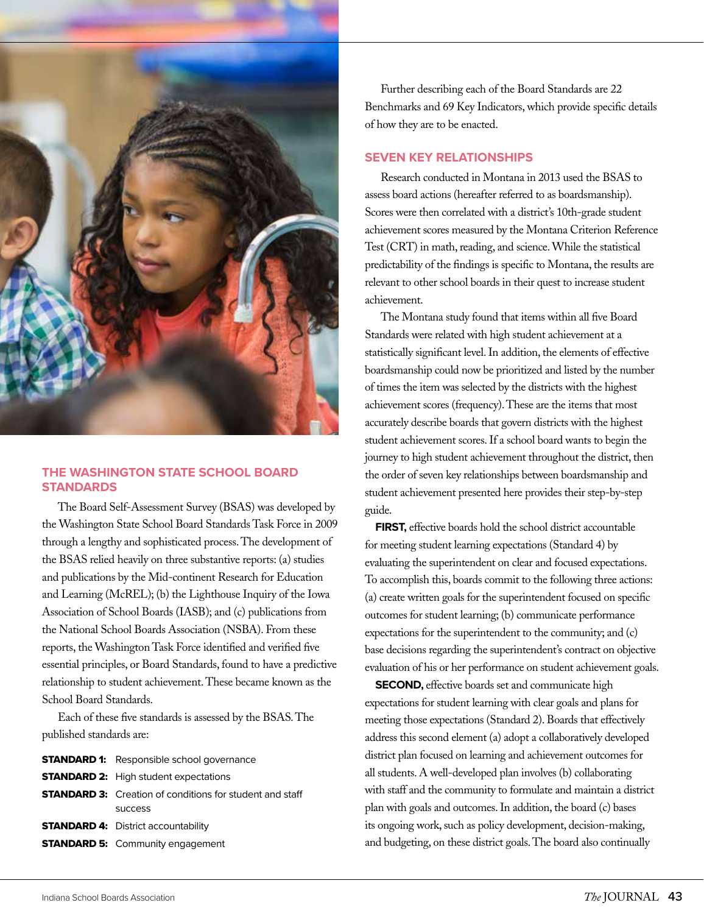## THE WASHINGTON STATE SCHOOL BOARD STANDARDS

The Board Self-Assessment Survey (BSAS) was developed by the Washington State School Board Standards Task Force in 2009 through a lengthy and sophisticated process. The development of the BSAS relied heavily on three substantive reports: (a) studies and publications by the Mid-continent Research for Education and Learning (McREL); (b) the Lighthouse Inquiry of the Iowa Association of School Boards (IASB); and (c) publications from the National School Boards Association (NSBA). From these reports, the Washington Task Force identified and verified five essential principles, or Board Standards, found to have a predictive relationship to student achievement. These became known as the School Board Standards.

Each of these five standards is assessed by the BSAS. The published standards are:

**STANDARD 1:** Responsible school governance
**STANDARD 2:** High student expectations
**STANDARD 3:** Creation of conditions for student and staff success
**STANDARD 4:** District accountability
**STANDARD 5:** Community engagement

Further describing each of the Board Standards are 22 Benchmarks and 69 Key Indicators, which provide specific details of how they are to be enacted.

## SEVEN KEY RELATIONSHIPS

Research conducted in Montana in 2013 used the BSAS to assess board actions (hereafter referred to as boardsmanship). Scores were then correlated with a district's 10th-grade student achievement scores measured by the Montana Criterion Reference Test (CRT) in math, reading, and science. While the statistical predictability of the findings is specific to Montana, the results are relevant to other school boards in their quest to increase student achievement.

The Montana study found that items within all five Board Standards were related with high student achievement at a statistically significant level. In addition, the elements of effective boardsmanship could now be prioritized and listed by the number of times the item was selected by the districts with the highest achievement scores (frequency). These are the items that most accurately describe boards that govern districts with the highest student achievement scores. If a school board wants to begin the journey to high student achievement throughout the district, then the order of seven key relationships between boardsmanship and student achievement presented here provides their step-by-step guide.

**FIRST,** effective boards hold the school district accountable for meeting student learning expectations (Standard 4) by evaluating the superintendent on clear and focused expectations. To accomplish this, boards commit to the following three actions: (a) create written goals for the superintendent focused on specific outcomes for student learning; (b) communicate performance expectations for the superintendent to the community; and (c) base decisions regarding the superintendent's contract on objective evaluation of his or her performance on student achievement goals.

**SECOND,** effective boards set and communicate high expectations for student learning with clear goals and plans for meeting those expectations (Standard 2). Boards that effectively address this second element (a) adopt a collaboratively developed district plan focused on learning and achievement outcomes for all students. A well-developed plan involves (b) collaborating with staff and the community to formulate and maintain a district plan with goals and outcomes. In addition, the board (c) bases its ongoing work, such as policy development, decision-making, and budgeting, on these district goals. The board also continually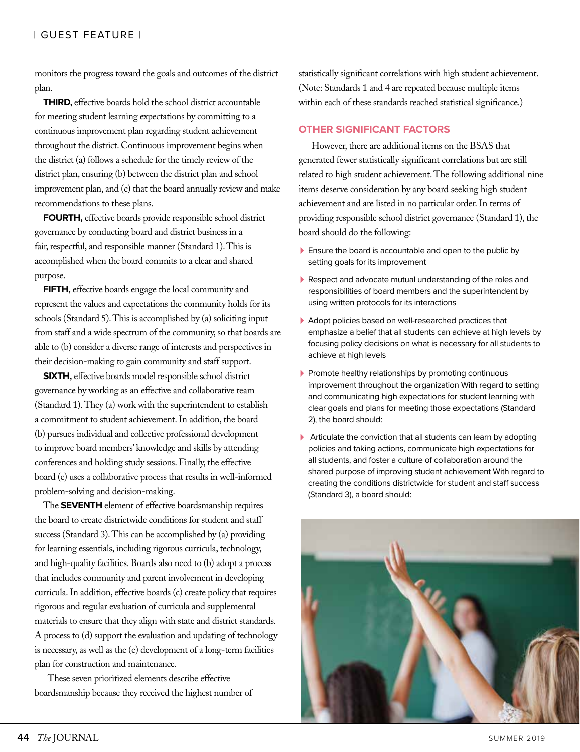monitors the progress toward the goals and outcomes of the district plan.

**THIRD,** effective boards hold the school district accountable for meeting student learning expectations by committing to a continuous improvement plan regarding student achievement throughout the district. Continuous improvement begins when the district (a) follows a schedule for the timely review of the district plan, ensuring (b) between the district plan and school improvement plan, and (c) that the board annually review and make recommendations to these plans.

**FOURTH,** effective boards provide responsible school district governance by conducting board and district business in a fair, respectful, and responsible manner (Standard 1). This is accomplished when the board commits to a clear and shared purpose.

**FIFTH,** effective boards engage the local community and represent the values and expectations the community holds for its schools (Standard 5). This is accomplished by (a) soliciting input from staff and a wide spectrum of the community, so that boards are able to (b) consider a diverse range of interests and perspectives in their decision-making to gain community and staff support.

**SIXTH,** effective boards model responsible school district governance by working as an effective and collaborative team (Standard 1). They (a) work with the superintendent to establish a commitment to student achievement. In addition, the board (b) pursues individual and collective professional development to improve board members' knowledge and skills by attending conferences and holding study sessions. Finally, the effective board (c) uses a collaborative process that results in well-informed problem-solving and decision-making.

The **SEVENTH** element of effective boardsmanship requires the board to create districtwide conditions for student and staff success (Standard 3). This can be accomplished by (a) providing for learning essentials, including rigorous curricula, technology, and high-quality facilities. Boards also need to (b) adopt a process that includes community and parent involvement in developing curricula. In addition, effective boards (c) create policy that requires rigorous and regular evaluation of curricula and supplemental materials to ensure that they align with state and district standards. A process to (d) support the evaluation and updating of technology is necessary, as well as the (e) development of a long-term facilities plan for construction and maintenance.

These seven prioritized elements describe effective boardsmanship because they received the highest number of statistically significant correlations with high student achievement. (Note: Standards 1 and 4 are repeated because multiple items within each of these standards reached statistical significance.)

## OTHER SIGNIFICANT FACTORS

However, there are additional items on the BSAS that generated fewer statistically significant correlations but are still related to high student achievement. The following additional nine items deserve consideration by any board seeking high student achievement and are listed in no particular order. In terms of providing responsible school district governance (Standard 1), the board should do the following:

- Ensure the board is accountable and open to the public by setting goals for its improvement
- Respect and advocate mutual understanding of the roles and responsibilities of board members and the superintendent by using written protocols for its interactions
- Adopt policies based on well-researched practices that emphasize a belief that all students can achieve at high levels by focusing policy decisions on what is necessary for all students to achieve at high levels
- Promote healthy relationships by promoting continuous improvement throughout the organization With regard to setting and communicating high expectations for student learning with clear goals and plans for meeting those expectations (Standard 2), the board should:
- Articulate the conviction that all students can learn by adopting policies and taking actions, communicate high expectations for all students, and foster a culture of collaboration around the shared purpose of improving student achievement With regard to creating the conditions districtwide for student and staff success (Standard 3), a board should: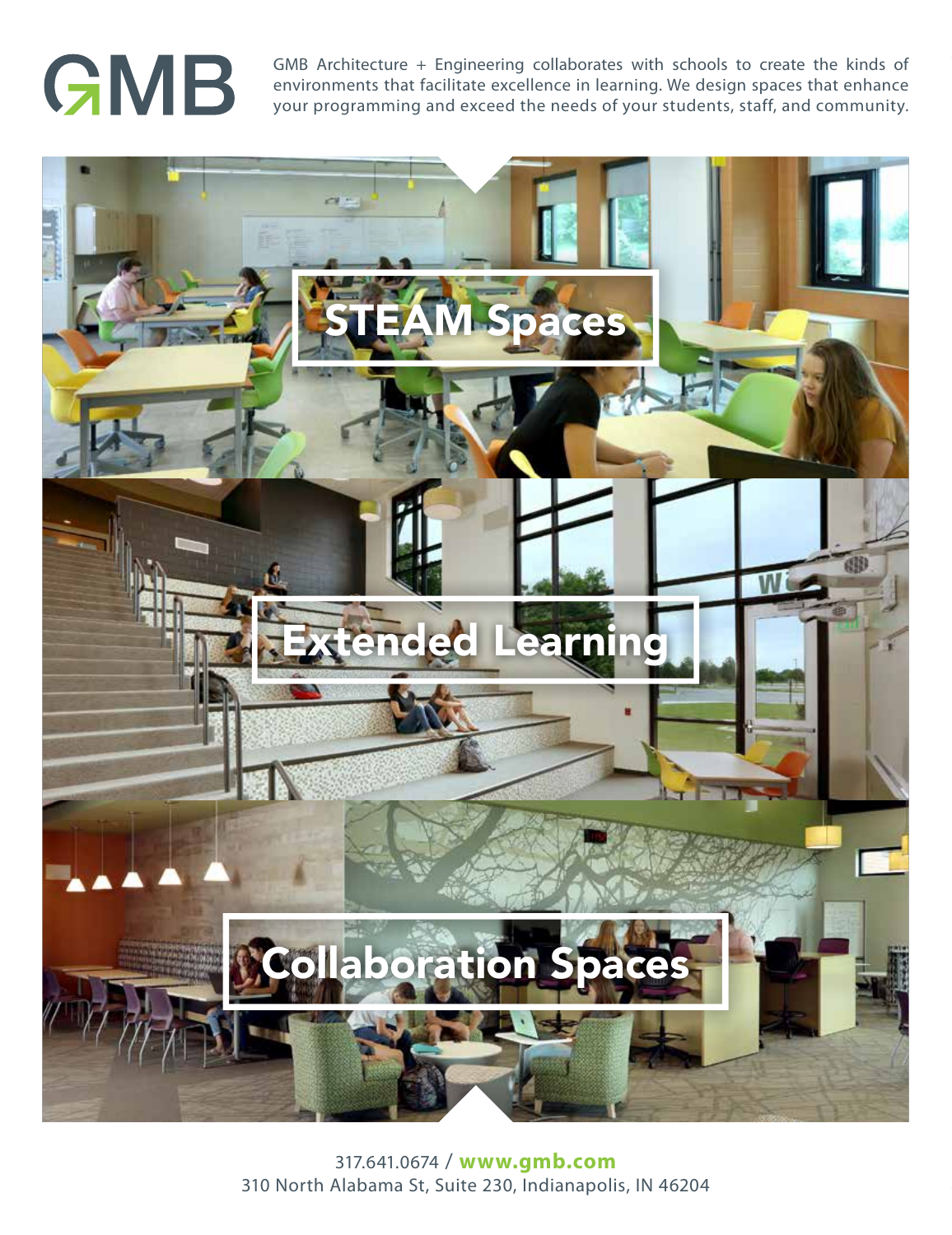# GMB

GMB Architecture + Engineering collaborates with schools to create the kinds of environments that facilitate excellence in learning. We design spaces that enhance your programming and exceed the needs of your students, staff, and community.

## STEAM Spaces

## Extended Learning

## Collaboration Spaces

317.641.0674 / **www.gmb.com**
310 North Alabama St, Suite 230, Indianapolis, IN 46204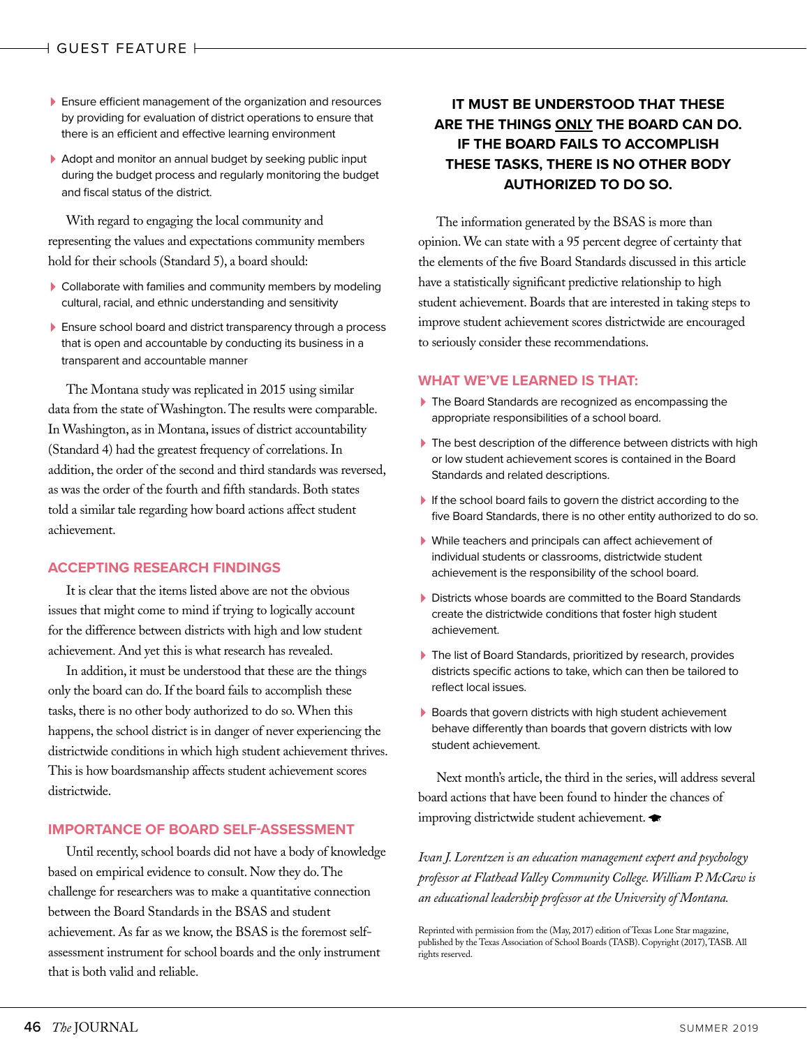- Ensure efficient management of the organization and resources by providing for evaluation of district operations to ensure that there is an efficient and effective learning environment
- Adopt and monitor an annual budget by seeking public input during the budget process and regularly monitoring the budget and fiscal status of the district.

With regard to engaging the local community and representing the values and expectations community members hold for their schools (Standard 5), a board should:

- Collaborate with families and community members by modeling cultural, racial, and ethnic understanding and sensitivity
- Ensure school board and district transparency through a process that is open and accountable by conducting its business in a transparent and accountable manner

The Montana study was replicated in 2015 using similar data from the state of Washington. The results were comparable. In Washington, as in Montana, issues of district accountability (Standard 4) had the greatest frequency of correlations. In addition, the order of the second and third standards was reversed, as was the order of the fourth and fifth standards. Both states told a similar tale regarding how board actions affect student achievement.

## ACCEPTING RESEARCH FINDINGS

It is clear that the items listed above are not the obvious issues that might come to mind if trying to logically account for the difference between districts with high and low student achievement. And yet this is what research has revealed.

In addition, it must be understood that these are the things only the board can do. If the board fails to accomplish these tasks, there is no other body authorized to do so. When this happens, the school district is in danger of never experiencing the districtwide conditions in which high student achievement thrives. This is how boardsmanship affects student achievement scores districtwide.

## IMPORTANCE OF BOARD SELF-ASSESSMENT

Until recently, school boards did not have a body of knowledge based on empirical evidence to consult. Now they do. The challenge for researchers was to make a quantitative connection between the Board Standards in the BSAS and student achievement. As far as we know, the BSAS is the foremost self-assessment instrument for school boards and the only instrument that is both valid and reliable.

**IT MUST BE UNDERSTOOD THAT THESE ARE THE THINGS ONLY THE BOARD CAN DO. IF THE BOARD FAILS TO ACCOMPLISH THESE TASKS, THERE IS NO OTHER BODY AUTHORIZED TO DO SO.**

The information generated by the BSAS is more than opinion. We can state with a 95 percent degree of certainty that the elements of the five Board Standards discussed in this article have a statistically significant predictive relationship to high student achievement. Boards that are interested in taking steps to improve student achievement scores districtwide are encouraged to seriously consider these recommendations.

## WHAT WE'VE LEARNED IS THAT:

- The Board Standards are recognized as encompassing the appropriate responsibilities of a school board.
- The best description of the difference between districts with high or low student achievement scores is contained in the Board Standards and related descriptions.
- If the school board fails to govern the district according to the five Board Standards, there is no other entity authorized to do so.
- While teachers and principals can affect achievement of individual students or classrooms, districtwide student achievement is the responsibility of the school board.
- Districts whose boards are committed to the Board Standards create the districtwide conditions that foster high student achievement.
- The list of Board Standards, prioritized by research, provides districts specific actions to take, which can then be tailored to reflect local issues.
- Boards that govern districts with high student achievement behave differently than boards that govern districts with low student achievement.

Next month's article, the third in the series, will address several board actions that have been found to hinder the chances of improving districtwide student achievement.

*Ivan J. Lorentzen is an education management expert and psychology professor at Flathead Valley Community College. William P. McCaw is an educational leadership professor at the University of Montana.*

Reprinted with permission from the (May, 2017) edition of Texas Lone Star magazine, published by the Texas Association of School Boards (TASB). Copyright (2017), TASB. All rights reserved.